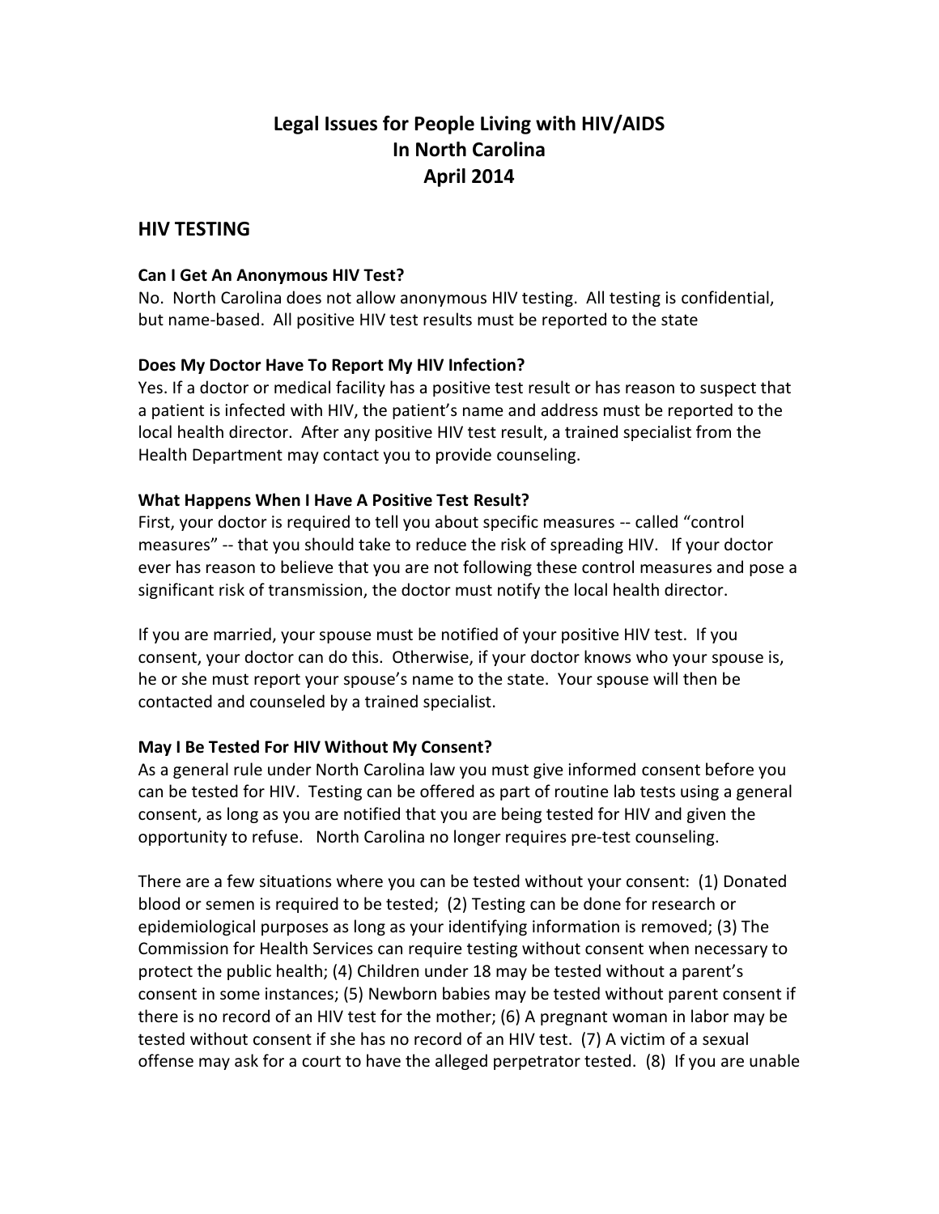# Legal Issues for People Living with HIV/AIDS In North Carolina April 2014

## HIV TESTING

### Can I Get An Anonymous HIV Test?

No. North Carolina does not allow anonymous HIV testing. All testing is confidential, but name-based. All positive HIV test results must be reported to the state

### Does My Doctor Have To Report My HIV Infection?

Yes. If a doctor or medical facility has a positive test result or has reason to suspect that a patient is infected with HIV, the patient's name and address must be reported to the local health director. After any positive HIV test result, a trained specialist from the Health Department may contact you to provide counseling.

### What Happens When I Have A Positive Test Result?

First, your doctor is required to tell you about specific measures -- called "control measures" -- that you should take to reduce the risk of spreading HIV. If your doctor ever has reason to believe that you are not following these control measures and pose a significant risk of transmission, the doctor must notify the local health director.

If you are married, your spouse must be notified of your positive HIV test. If you consent, your doctor can do this. Otherwise, if your doctor knows who your spouse is, he or she must report your spouse's name to the state. Your spouse will then be contacted and counseled by a trained specialist.

### May I Be Tested For HIV Without My Consent?

As a general rule under North Carolina law you must give informed consent before you can be tested for HIV. Testing can be offered as part of routine lab tests using a general consent, as long as you are notified that you are being tested for HIV and given the opportunity to refuse. North Carolina no longer requires pre-test counseling.

There are a few situations where you can be tested without your consent: (1) Donated blood or semen is required to be tested; (2) Testing can be done for research or epidemiological purposes as long as your identifying information is removed; (3) The Commission for Health Services can require testing without consent when necessary to protect the public health; (4) Children under 18 may be tested without a parent's consent in some instances; (5) Newborn babies may be tested without parent consent if there is no record of an HIV test for the mother; (6) A pregnant woman in labor may be tested without consent if she has no record of an HIV test. (7) A victim of a sexual offense may ask for a court to have the alleged perpetrator tested. (8) If you are unable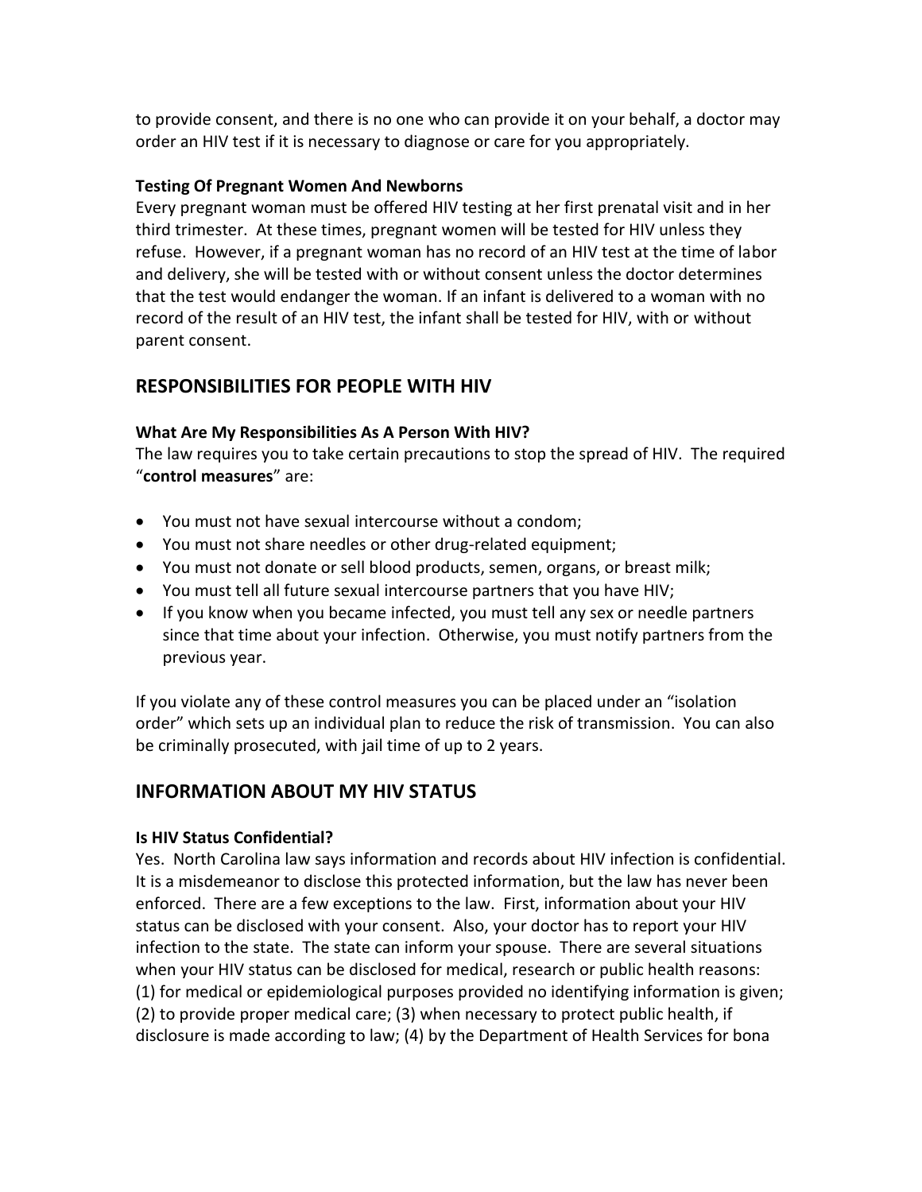to provide consent, and there is no one who can provide it on your behalf, a doctor may order an HIV test if it is necessary to diagnose or care for you appropriately.

### Testing Of Pregnant Women And Newborns

Every pregnant woman must be offered HIV testing at her first prenatal visit and in her third trimester. At these times, pregnant women will be tested for HIV unless they refuse. However, if a pregnant woman has no record of an HIV test at the time of labor and delivery, she will be tested with or without consent unless the doctor determines that the test would endanger the woman. If an infant is delivered to a woman with no record of the result of an HIV test, the infant shall be tested for HIV, with or without parent consent.

## RESPONSIBILITIES FOR PEOPLE WITH HIV

### What Are My Responsibilities As A Person With HIV?

The law requires you to take certain precautions to stop the spread of HIV. The required "**control measures**" are:

- You must not have sexual intercourse without a condom;
- You must not share needles or other drug-related equipment;
- You must not donate or sell blood products, semen, organs, or breast milk;
- You must tell all future sexual intercourse partners that you have HIV;
- If you know when you became infected, you must tell any sex or needle partners since that time about your infection. Otherwise, you must notify partners from the previous year.

If you violate any of these control measures you can be placed under an "isolation order" which sets up an individual plan to reduce the risk of transmission. You can also be criminally prosecuted, with jail time of up to 2 years.

## INFORMATION ABOUT MY HIV STATUS

### Is HIV Status Confidential?

Yes. North Carolina law says information and records about HIV infection is confidential. It is a misdemeanor to disclose this protected information, but the law has never been enforced. There are a few exceptions to the law. First, information about your HIV status can be disclosed with your consent. Also, your doctor has to report your HIV infection to the state. The state can inform your spouse. There are several situations when your HIV status can be disclosed for medical, research or public health reasons: (1) for medical or epidemiological purposes provided no identifying information is given; (2) to provide proper medical care; (3) when necessary to protect public health, if disclosure is made according to law; (4) by the Department of Health Services for bona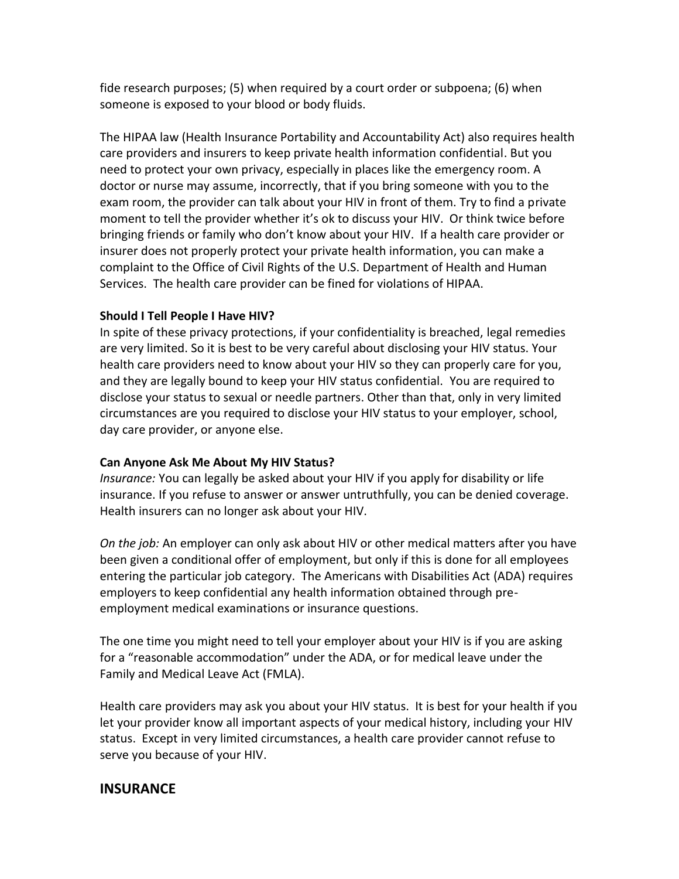fide research purposes; (5) when required by a court order or subpoena; (6) when someone is exposed to your blood or body fluids.

The HIPAA law (Health Insurance Portability and Accountability Act) also requires health care providers and insurers to keep private health information confidential. But you need to protect your own privacy, especially in places like the emergency room. A doctor or nurse may assume, incorrectly, that if you bring someone with you to the exam room, the provider can talk about your HIV in front of them. Try to find a private moment to tell the provider whether it's ok to discuss your HIV. Or think twice before bringing friends or family who don't know about your HIV. If a health care provider or insurer does not properly protect your private health information, you can make a complaint to the Office of Civil Rights of the U.S. Department of Health and Human Services. The health care provider can be fined for violations of HIPAA.

**Should I Tell People I Have HIV?**

In spite of these privacy protections, if your confidentiality is breached, legal remedies are very limited. So it is best to be very careful about disclosing your HIV status. Your health care providers need to know about your HIV so they can properly care for you, and they are legally bound to keep your HIV status confidential. You are required to disclose your status to sexual or needle partners. Other than that, only in very limited circumstances are you required to disclose your HIV status to your employer, school, day care provider, or anyone else.

**Can Anyone Ask Me About My HIV Status?**

*Insurance:* You can legally be asked about your HIV if you apply for disability or life insurance. If you refuse to answer or answer untruthfully, you can be denied coverage. Health insurers can no longer ask about your HIV.

*On the job:* An employer can only ask about HIV or other medical matters after you have been given a conditional offer of employment, but only if this is done for all employees entering the particular job category. The Americans with Disabilities Act (ADA) requires employers to keep confidential any health information obtained through pre-employment medical examinations or insurance questions.

The one time you might need to tell your employer about your HIV is if you are asking for a "reasonable accommodation" under the ADA, or for medical leave under the Family and Medical Leave Act (FMLA).

Health care providers may ask you about your HIV status. It is best for your health if you let your provider know all important aspects of your medical history, including your HIV status. Except in very limited circumstances, a health care provider cannot refuse to serve you because of your HIV.

## INSURANCE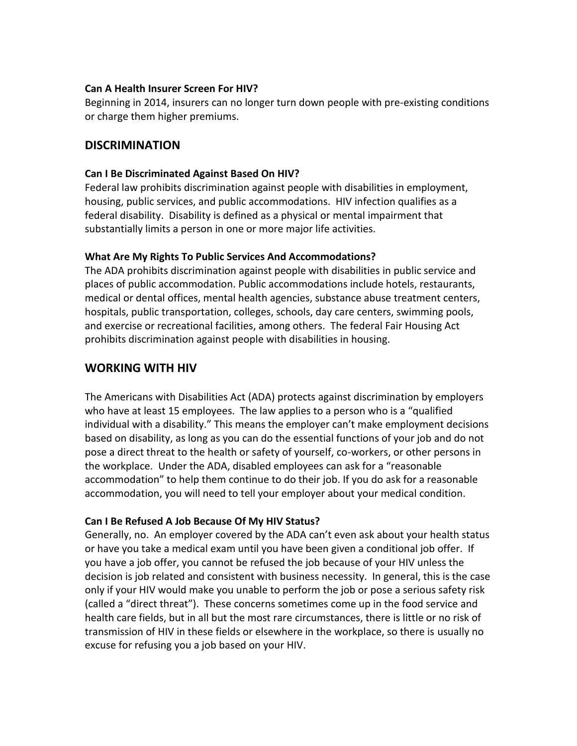**Can A Health Insurer Screen For HIV?**
Beginning in 2014, insurers can no longer turn down people with pre-existing conditions or charge them higher premiums.

## DISCRIMINATION

**Can I Be Discriminated Against Based On HIV?**
Federal law prohibits discrimination against people with disabilities in employment, housing, public services, and public accommodations. HIV infection qualifies as a federal disability. Disability is defined as a physical or mental impairment that substantially limits a person in one or more major life activities.

**What Are My Rights To Public Services And Accommodations?**
The ADA prohibits discrimination against people with disabilities in public service and places of public accommodation. Public accommodations include hotels, restaurants, medical or dental offices, mental health agencies, substance abuse treatment centers, hospitals, public transportation, colleges, schools, day care centers, swimming pools, and exercise or recreational facilities, among others. The federal Fair Housing Act prohibits discrimination against people with disabilities in housing.

## WORKING WITH HIV

The Americans with Disabilities Act (ADA) protects against discrimination by employers who have at least 15 employees. The law applies to a person who is a "qualified individual with a disability." This means the employer can't make employment decisions based on disability, as long as you can do the essential functions of your job and do not pose a direct threat to the health or safety of yourself, co-workers, or other persons in the workplace. Under the ADA, disabled employees can ask for a "reasonable accommodation" to help them continue to do their job. If you do ask for a reasonable accommodation, you will need to tell your employer about your medical condition.

**Can I Be Refused A Job Because Of My HIV Status?**
Generally, no. An employer covered by the ADA can't even ask about your health status or have you take a medical exam until you have been given a conditional job offer. If you have a job offer, you cannot be refused the job because of your HIV unless the decision is job related and consistent with business necessity. In general, this is the case only if your HIV would make you unable to perform the job or pose a serious safety risk (called a "direct threat"). These concerns sometimes come up in the food service and health care fields, but in all but the most rare circumstances, there is little or no risk of transmission of HIV in these fields or elsewhere in the workplace, so there is usually no excuse for refusing you a job based on your HIV.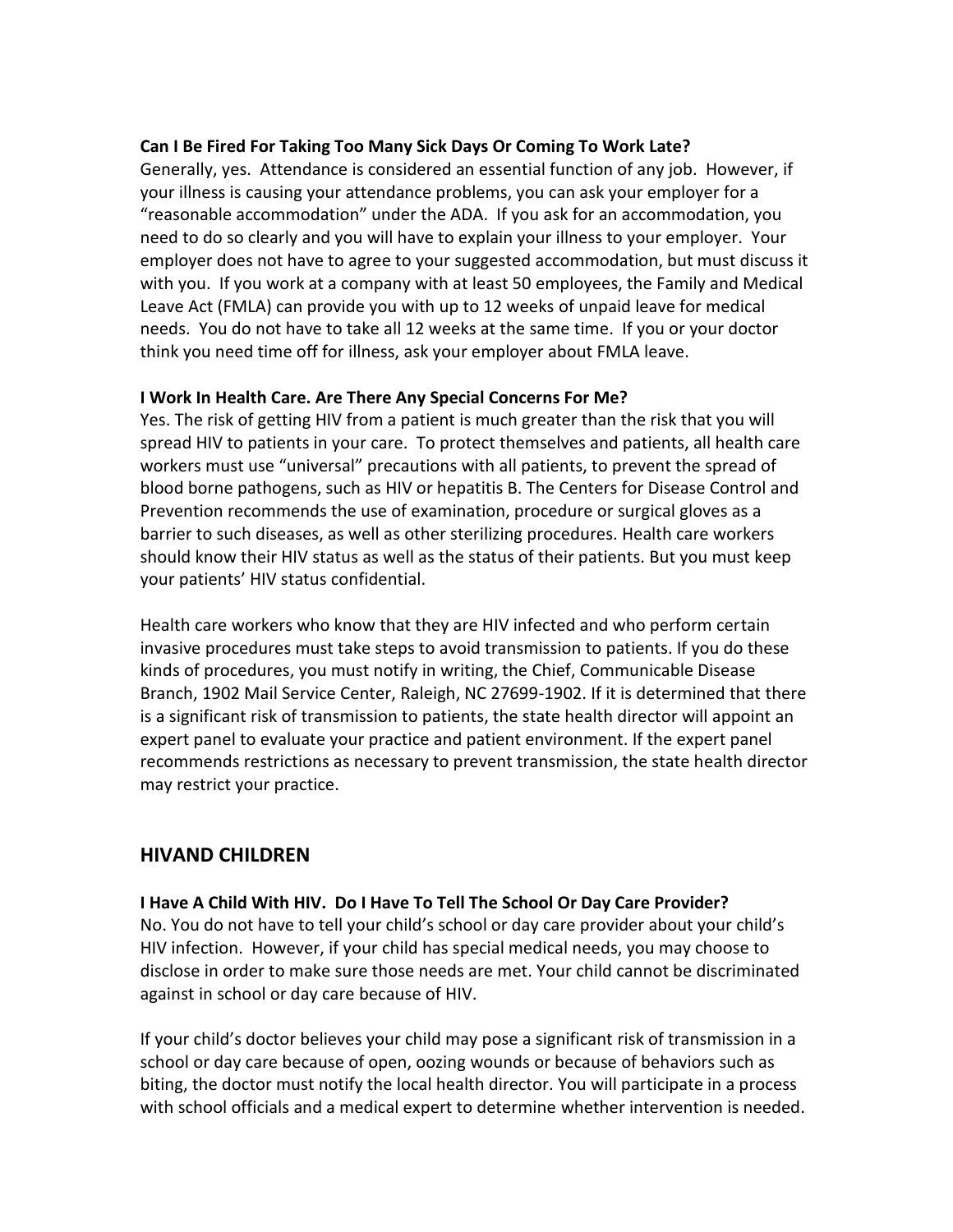**Can I Be Fired For Taking Too Many Sick Days Or Coming To Work Late?**
Generally, yes. Attendance is considered an essential function of any job. However, if your illness is causing your attendance problems, you can ask your employer for a "reasonable accommodation" under the ADA. If you ask for an accommodation, you need to do so clearly and you will have to explain your illness to your employer. Your employer does not have to agree to your suggested accommodation, but must discuss it with you. If you work at a company with at least 50 employees, the Family and Medical Leave Act (FMLA) can provide you with up to 12 weeks of unpaid leave for medical needs. You do not have to take all 12 weeks at the same time. If you or your doctor think you need time off for illness, ask your employer about FMLA leave.

**I Work In Health Care. Are There Any Special Concerns For Me?**
Yes. The risk of getting HIV from a patient is much greater than the risk that you will spread HIV to patients in your care. To protect themselves and patients, all health care workers must use "universal" precautions with all patients, to prevent the spread of blood borne pathogens, such as HIV or hepatitis B. The Centers for Disease Control and Prevention recommends the use of examination, procedure or surgical gloves as a barrier to such diseases, as well as other sterilizing procedures. Health care workers should know their HIV status as well as the status of their patients. But you must keep your patients' HIV status confidential.

Health care workers who know that they are HIV infected and who perform certain invasive procedures must take steps to avoid transmission to patients. If you do these kinds of procedures, you must notify in writing, the Chief, Communicable Disease Branch, 1902 Mail Service Center, Raleigh, NC 27699-1902. If it is determined that there is a significant risk of transmission to patients, the state health director will appoint an expert panel to evaluate your practice and patient environment. If the expert panel recommends restrictions as necessary to prevent transmission, the state health director may restrict your practice.

## HIVAND CHILDREN

**I Have A Child With HIV. Do I Have To Tell The School Or Day Care Provider?**
No. You do not have to tell your child's school or day care provider about your child's HIV infection. However, if your child has special medical needs, you may choose to disclose in order to make sure those needs are met. Your child cannot be discriminated against in school or day care because of HIV.

If your child's doctor believes your child may pose a significant risk of transmission in a school or day care because of open, oozing wounds or because of behaviors such as biting, the doctor must notify the local health director. You will participate in a process with school officials and a medical expert to determine whether intervention is needed.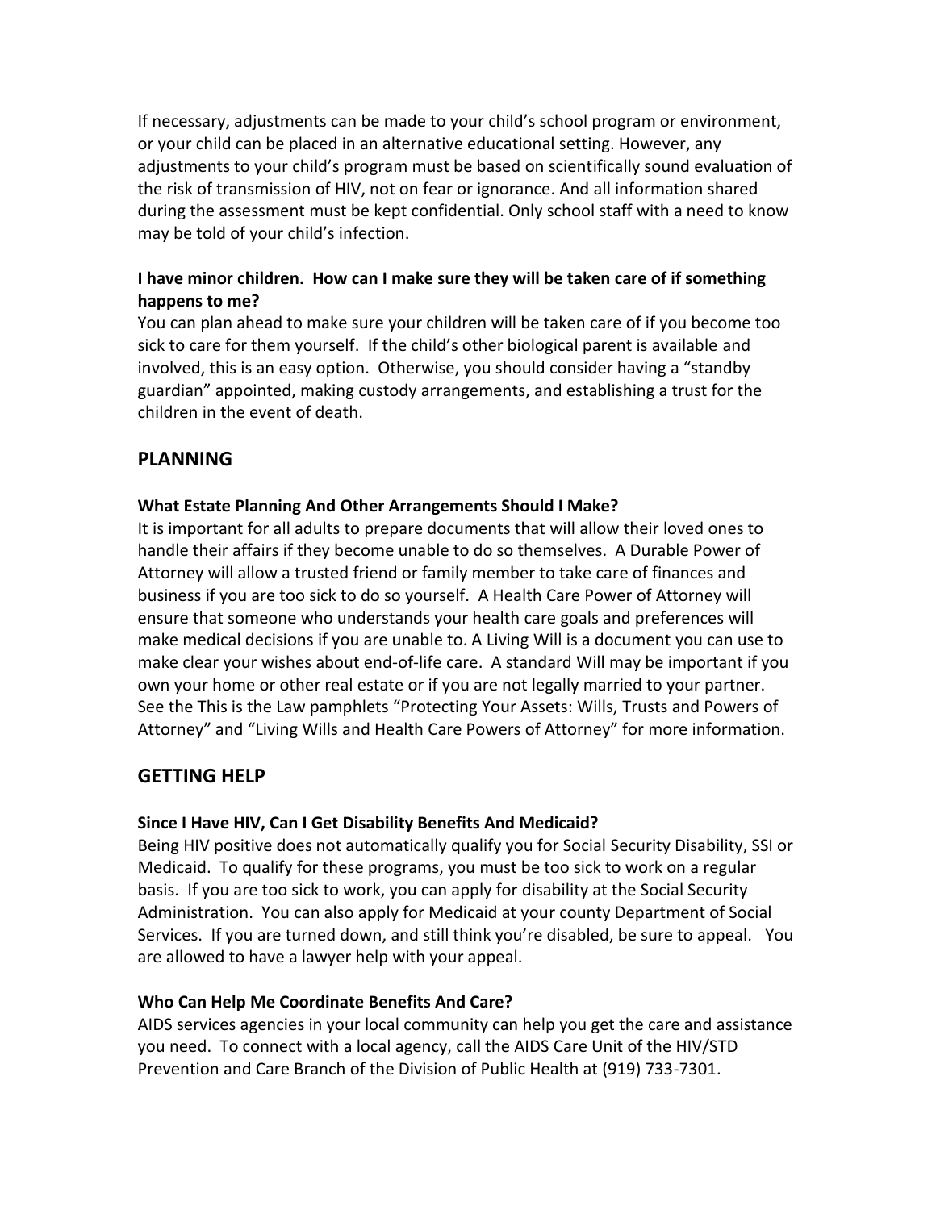If necessary, adjustments can be made to your child's school program or environment, or your child can be placed in an alternative educational setting. However, any adjustments to your child's program must be based on scientifically sound evaluation of the risk of transmission of HIV, not on fear or ignorance. And all information shared during the assessment must be kept confidential. Only school staff with a need to know may be told of your child's infection.

### I have minor children. How can I make sure they will be taken care of if something happens to me?

You can plan ahead to make sure your children will be taken care of if you become too sick to care for them yourself. If the child's other biological parent is available and involved, this is an easy option. Otherwise, you should consider having a "standby guardian" appointed, making custody arrangements, and establishing a trust for the children in the event of death.

## PLANNING

### What Estate Planning And Other Arrangements Should I Make?

It is important for all adults to prepare documents that will allow their loved ones to handle their affairs if they become unable to do so themselves. A Durable Power of Attorney will allow a trusted friend or family member to take care of finances and business if you are too sick to do so yourself. A Health Care Power of Attorney will ensure that someone who understands your health care goals and preferences will make medical decisions if you are unable to. A Living Will is a document you can use to make clear your wishes about end-of-life care. A standard Will may be important if you own your home or other real estate or if you are not legally married to your partner. See the This is the Law pamphlets "Protecting Your Assets: Wills, Trusts and Powers of Attorney" and "Living Wills and Health Care Powers of Attorney" for more information.

## GETTING HELP

### Since I Have HIV, Can I Get Disability Benefits And Medicaid?

Being HIV positive does not automatically qualify you for Social Security Disability, SSI or Medicaid. To qualify for these programs, you must be too sick to work on a regular basis. If you are too sick to work, you can apply for disability at the Social Security Administration. You can also apply for Medicaid at your county Department of Social Services. If you are turned down, and still think you're disabled, be sure to appeal. You are allowed to have a lawyer help with your appeal.

### Who Can Help Me Coordinate Benefits And Care?

AIDS services agencies in your local community can help you get the care and assistance you need. To connect with a local agency, call the AIDS Care Unit of the HIV/STD Prevention and Care Branch of the Division of Public Health at (919) 733-7301.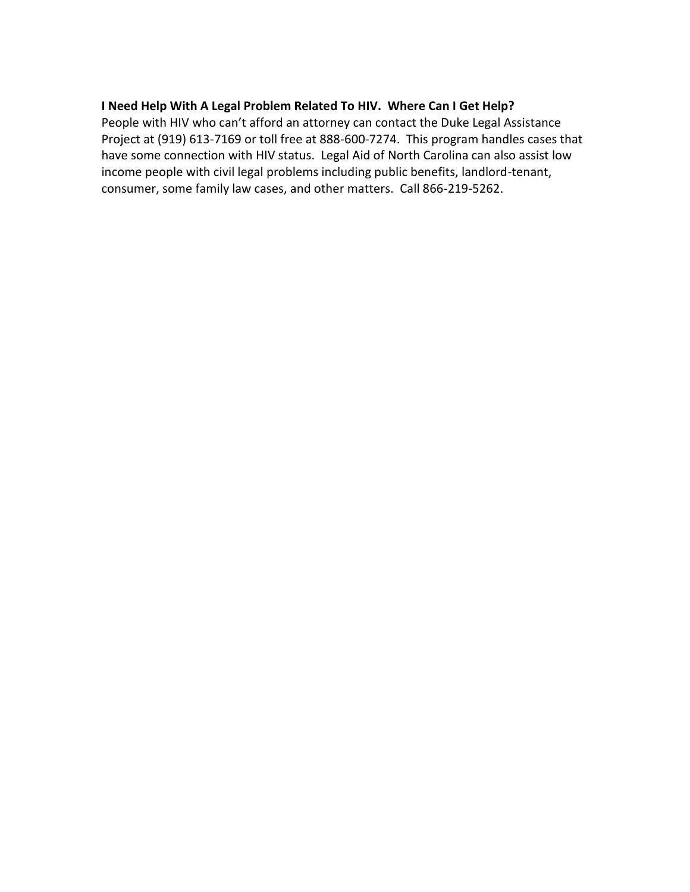**I Need Help With A Legal Problem Related To HIV. Where Can I Get Help?**

People with HIV who can't afford an attorney can contact the Duke Legal Assistance Project at (919) 613-7169 or toll free at 888-600-7274. This program handles cases that have some connection with HIV status. Legal Aid of North Carolina can also assist low income people with civil legal problems including public benefits, landlord-tenant, consumer, some family law cases, and other matters. Call 866-219-5262.